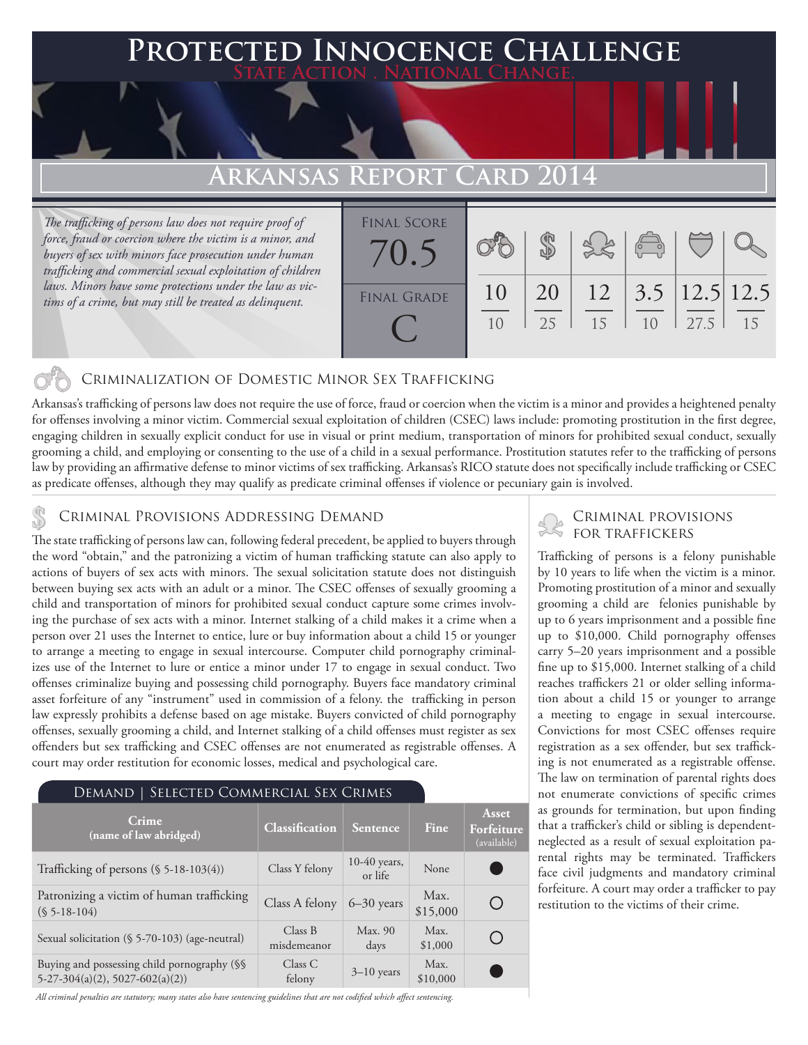# Protected Innocence Challenge

**State Action . National Change.**

## Arkansas Report Card 2014

*The trafficking of persons law does not require proof of force, fraud or coercion where the victim is a minor, and buyers of sex with minors face prosecution under human trafficking and commercial sexual exploitation of children laws. Minors have some protections under the law as victims of a crime, but may still be treated as delinquent.*

**Final Score:** 70.5

**Final Grade:** C

| Criminalization of Domestic Minor Sex Trafficking | Criminal Provisions Addressing Demand | Criminal Provisions for Traffickers | Criminal Provisions for Facilitators | Protective Provisions for the Child Victims | Criminal Justice Tools for Investigation and Prosecution |
|---|---|---|---|---|---|
| 10/10 | 20/25 | 12/15 | 3.5/10 | 12.5/27.5 | 12.5/15 |

### Criminalization of Domestic Minor Sex Trafficking

Arkansas's trafficking of persons law does not require the use of force, fraud or coercion when the victim is a minor and provides a heightened penalty for offenses involving a minor victim. Commercial sexual exploitation of children (CSEC) laws include: promoting prostitution in the first degree, engaging children in sexually explicit conduct for use in visual or print medium, transportation of minors for prohibited sexual conduct, sexually grooming a child, and employing or consenting to the use of a child in a sexual performance. Prostitution statutes refer to the trafficking of persons law by providing an affirmative defense to minor victims of sex trafficking. Arkansas's RICO statute does not specifically include trafficking or CSEC as predicate offenses, although they may qualify as predicate criminal offenses if violence or pecuniary gain is involved.

### Criminal Provisions Addressing Demand

The state trafficking of persons law can, following federal precedent, be applied to buyers through the word "obtain," and the patronizing a victim of human trafficking statute can also apply to actions of buyers of sex acts with minors. The sexual solicitation statute does not distinguish between buying sex acts with an adult or a minor. The CSEC offenses of sexually grooming a child and transportation of minors for prohibited sexual conduct capture some crimes involving the purchase of sex acts with a minor. Internet stalking of a child makes it a crime when a person over 21 uses the Internet to entice, lure or buy information about a child 15 or younger to arrange a meeting to engage in sexual intercourse. Computer child pornography criminalizes use of the Internet to lure or entice a minor under 17 to engage in sexual conduct. Two offenses criminalize buying and possessing child pornography. Buyers face mandatory criminal asset forfeiture of any "instrument" used in commission of a felony. the trafficking in person law expressly prohibits a defense based on age mistake. Buyers convicted of child pornography offenses, sexually grooming a child, and Internet stalking of a child offenses must register as sex offenders but sex trafficking and CSEC offenses are not enumerated as registrable offenses. A court may order restitution for economic losses, medical and psychological care.

#### Demand | Selected Commercial Sex Crimes

| Crime (name of law abridged) | Classification | Sentence | Fine | Asset Forfeiture (available) |
|---|---|---|---|---|
| Trafficking of persons (§ 5-18-103(4)) | Class Y felony | 10-40 years, or life | None | ● |
| Patronizing a victim of human trafficking (§ 5-18-104) | Class A felony | 6–30 years | Max. $15,000 | ○ |
| Sexual solicitation (§ 5-70-103) (age-neutral) | Class B misdemeanor | Max. 90 days | Max. $1,000 | ○ |
| Buying and possessing child pornography (§§ 5-27-304(a)(2), 5027-602(a)(2)) | Class C felony | 3–10 years | Max. $10,000 | ● |

*All criminal penalties are statutory; many states also have sentencing guidelines that are not codified which affect sentencing.*

### Criminal Provisions for Traffickers

Trafficking of persons is a felony punishable by 10 years to life when the victim is a minor. Promoting prostitution of a minor and sexually grooming a child are felonies punishable by up to 6 years imprisonment and a possible fine up to $10,000. Child pornography offenses carry 5–20 years imprisonment and a possible fine up to $15,000. Internet stalking of a child reaches traffickers 21 or older selling information about a child 15 or younger to arrange a meeting to engage in sexual intercourse. Convictions for most CSEC offenses require registration as a sex offender, but sex trafficking is not enumerated as a registrable offense. The law on termination of parental rights does not enumerate convictions of specific crimes as grounds for termination, but upon finding that a trafficker's child or sibling is dependent-neglected as a result of sexual exploitation parental rights may be terminated. Traffickers face civil judgments and mandatory criminal forfeiture. A court may order a trafficker to pay restitution to the victims of their crime.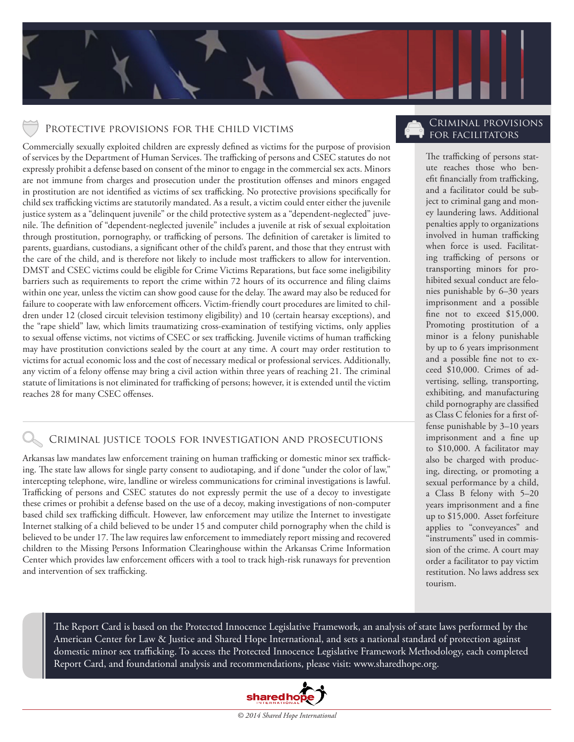## Protective provisions for the child victims

Commercially sexually exploited children are expressly defined as victims for the purpose of provision of services by the Department of Human Services. The trafficking of persons and CSEC statutes do not expressly prohibit a defense based on consent of the minor to engage in the commercial sex acts. Minors are not immune from charges and prosecution under the prostitution offenses and minors engaged in prostitution are not identified as victims of sex trafficking. No protective provisions specifically for child sex trafficking victims are statutorily mandated. As a result, a victim could enter either the juvenile justice system as a "delinquent juvenile" or the child protective system as a "dependent-neglected" juvenile. The definition of "dependent-neglected juvenile" includes a juvenile at risk of sexual exploitation through prostitution, pornography, or trafficking of persons. The definition of caretaker is limited to parents, guardians, custodians, a significant other of the child's parent, and those that they entrust with the care of the child, and is therefore not likely to include most traffickers to allow for intervention. DMST and CSEC victims could be eligible for Crime Victims Reparations, but face some ineligibility barriers such as requirements to report the crime within 72 hours of its occurrence and filing claims within one year, unless the victim can show good cause for the delay. The award may also be reduced for failure to cooperate with law enforcement officers. Victim-friendly court procedures are limited to children under 12 (closed circuit television testimony eligibility) and 10 (certain hearsay exceptions), and the "rape shield" law, which limits traumatizing cross-examination of testifying victims, only applies to sexual offense victims, not victims of CSEC or sex trafficking. Juvenile victims of human trafficking may have prostitution convictions sealed by the court at any time. A court may order restitution to victims for actual economic loss and the cost of necessary medical or professional services. Additionally, any victim of a felony offense may bring a civil action within three years of reaching 21. The criminal statute of limitations is not eliminated for trafficking of persons; however, it is extended until the victim reaches 28 for many CSEC offenses.

## Criminal justice tools for investigation and prosecutions

Arkansas law mandates law enforcement training on human trafficking or domestic minor sex trafficking. The state law allows for single party consent to audiotaping, and if done "under the color of law," intercepting telephone, wire, landline or wireless communications for criminal investigations is lawful. Trafficking of persons and CSEC statutes do not expressly permit the use of a decoy to investigate these crimes or prohibit a defense based on the use of a decoy, making investigations of non-computer based child sex trafficking difficult. However, law enforcement may utilize the Internet to investigate Internet stalking of a child believed to be under 15 and computer child pornography when the child is believed to be under 17. The law requires law enforcement to immediately report missing and recovered children to the Missing Persons Information Clearinghouse within the Arkansas Crime Information Center which provides law enforcement officers with a tool to track high-risk runaways for prevention and intervention of sex trafficking.

## Criminal provisions for facilitators

The trafficking of persons statute reaches those who benefit financially from trafficking, and a facilitator could be subject to criminal gang and money laundering laws. Additional penalties apply to organizations involved in human trafficking when force is used. Facilitating trafficking of persons or transporting minors for prohibited sexual conduct are felonies punishable by 6–30 years imprisonment and a possible fine not to exceed $15,000. Promoting prostitution of a minor is a felony punishable by up to 6 years imprisonment and a possible fine not to exceed $10,000. Crimes of advertising, selling, transporting, exhibiting, and manufacturing child pornography are classified as Class C felonies for a first offense punishable by 3–10 years imprisonment and a fine up to $10,000. A facilitator may also be charged with producing, directing, or promoting a sexual performance by a child, a Class B felony with 5–20 years imprisonment and a fine up to $15,000. Asset forfeiture applies to "conveyances" and "instruments" used in commission of the crime. A court may order a facilitator to pay victim restitution. No laws address sex tourism.

The Report Card is based on the Protected Innocence Legislative Framework, an analysis of state laws performed by the American Center for Law & Justice and Shared Hope International, and sets a national standard of protection against domestic minor sex trafficking. To access the Protected Innocence Legislative Framework Methodology, each completed Report Card, and foundational analysis and recommendations, please visit: www.sharedhope.org.

shared hope INTERNATIONAL

*© 2014 Shared Hope International*